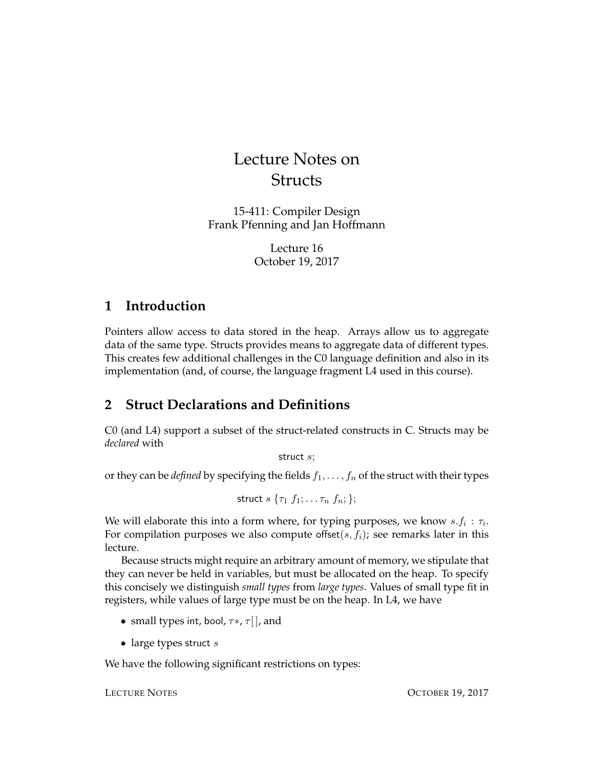# Lecture Notes on Structs

15-411: Compiler Design
Frank Pfenning and Jan Hoffmann

Lecture 16
October 19, 2017

## 1 Introduction

Pointers allow access to data stored in the heap. Arrays allow us to aggregate data of the same type. Structs provides means to aggregate data of different types. This creates few additional challenges in the C0 language definition and also in its implementation (and, of course, the language fragment L4 used in this course).

## 2 Struct Declarations and Definitions

C0 (and L4) support a subset of the struct-related constructs in C. Structs may be *declared* with

$$\mathsf{struct}\ s;$$

or they can be *defined* by specifying the fields $f_1, \ldots, f_n$ of the struct with their types

$$\mathsf{struct}\ s\ \{\tau_1\ f_1; \ldots \tau_n\ f_n;\};$$

We will elaborate this into a form where, for typing purposes, we know $s.f_i : \tau_i$. For compilation purposes we also compute $\mathsf{offset}(s, f_i)$; see remarks later in this lecture.

Because structs might require an arbitrary amount of memory, we stipulate that they can never be held in variables, but must be allocated on the heap. To specify this concisely we distinguish *small types* from *large types*. Values of small type fit in registers, while values of large type must be on the heap. In L4, we have

- small types $\mathsf{int}$, $\mathsf{bool}$, $\tau*$, $\tau[\,]$, and
- large types $\mathsf{struct}\ s$

We have the following significant restrictions on types: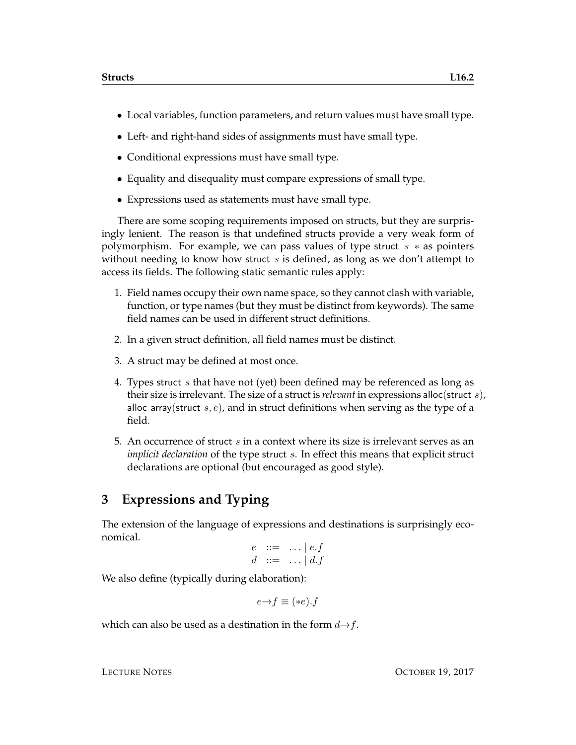- Local variables, function parameters, and return values must have small type.
- Left- and right-hand sides of assignments must have small type.
- Conditional expressions must have small type.
- Equality and disequality must compare expressions of small type.
- Expressions used as statements must have small type.

There are some scoping requirements imposed on structs, but they are surprisingly lenient. The reason is that undefined structs provide a very weak form of polymorphism. For example, we can pass values of type struct $s$ $*$ as pointers without needing to know how struct $s$ is defined, as long as we don't attempt to access its fields. The following static semantic rules apply:

1. Field names occupy their own name space, so they cannot clash with variable, function, or type names (but they must be distinct from keywords). The same field names can be used in different struct definitions.
2. In a given struct definition, all field names must be distinct.
3. A struct may be defined at most once.
4. Types struct $s$ that have not (yet) been defined may be referenced as long as their size is irrelevant. The size of a struct is *relevant* in expressions alloc(struct $s$), alloc_array(struct $s, e$), and in struct definitions when serving as the type of a field.
5. An occurrence of struct $s$ in a context where its size is irrelevant serves as an *implicit declaration* of the type struct $s$. In effect this means that explicit struct declarations are optional (but encouraged as good style).

## 3 Expressions and Typing

The extension of the language of expressions and destinations is surprisingly economical.

$$
\begin{array}{lcl}
e & ::= & \ldots \mid e.f \\
d & ::= & \ldots \mid d.f
\end{array}
$$

We also define (typically during elaboration):

$$e{\rightarrow}f \equiv (*e).f$$

which can also be used as a destination in the form $d{\rightarrow}f$.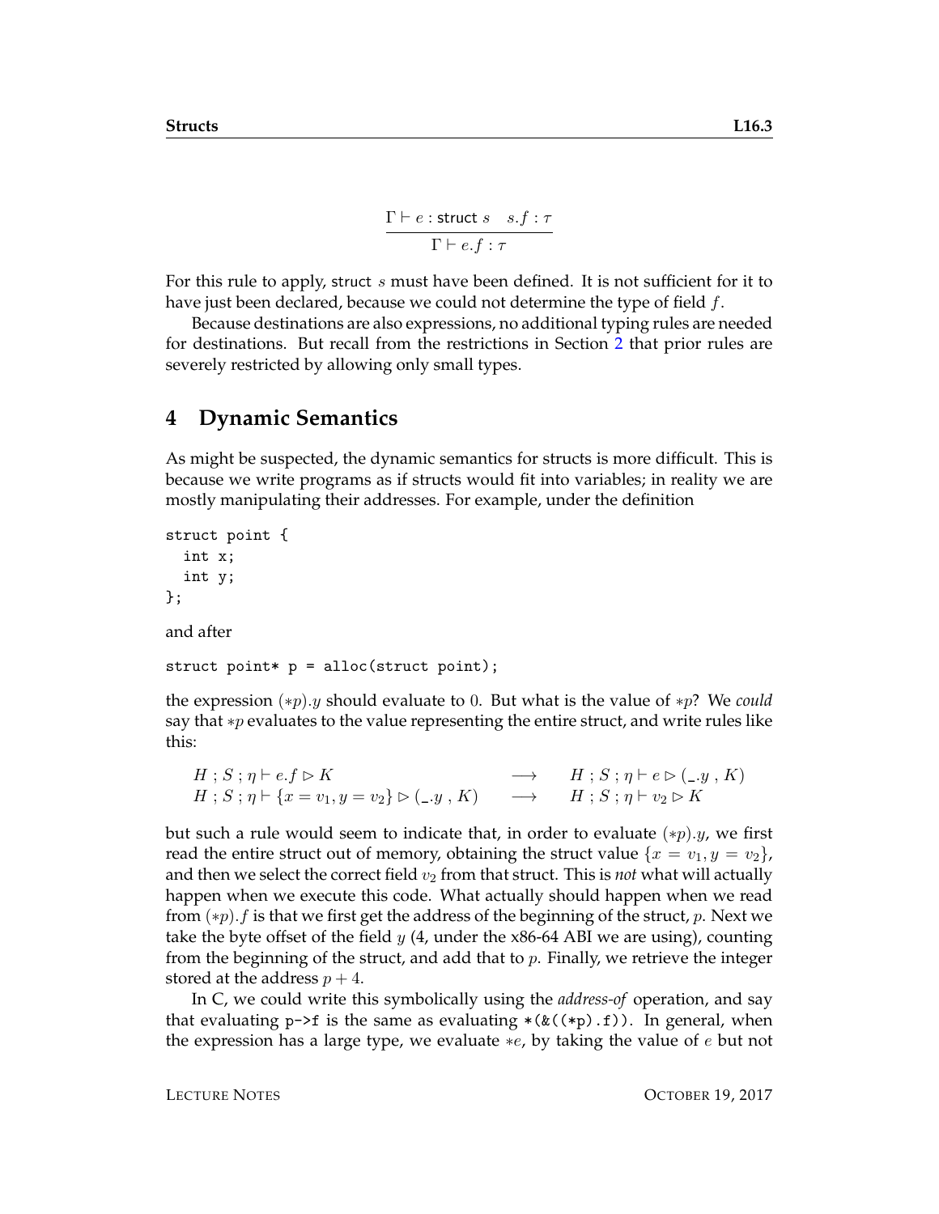$$\frac{\Gamma \vdash e : \mathsf{struct}\ s \quad s.f : \tau}{\Gamma \vdash e.f : \tau}$$

For this rule to apply, struct $s$ must have been defined. It is not sufficient for it to have just been declared, because we could not determine the type of field $f$.

Because destinations are also expressions, no additional typing rules are needed for destinations. But recall from the restrictions in Section 2 that prior rules are severely restricted by allowing only small types.

## 4 Dynamic Semantics

As might be suspected, the dynamic semantics for structs is more difficult. This is because we write programs as if structs would fit into variables; in reality we are mostly manipulating their addresses. For example, under the definition

```
struct point {
  int x;
  int y;
};
```

and after

```
struct point* p = alloc(struct point);
```

the expression $(*p).y$ should evaluate to $0$. But what is the value of $*p$? We *could* say that $*p$ evaluates to the value representing the entire struct, and write rules like this:

$$
\begin{array}{lcl}
H \,;\, S \,;\, \eta \vdash e.f \rhd K & \longrightarrow & H \,;\, S \,;\, \eta \vdash e \rhd (\_.y \,,\, K) \\
H \,;\, S \,;\, \eta \vdash \{x = v_1, y = v_2\} \rhd (\_.y \,,\, K) & \longrightarrow & H \,;\, S \,;\, \eta \vdash v_2 \rhd K
\end{array}
$$

but such a rule would seem to indicate that, in order to evaluate $(*p).y$, we first read the entire struct out of memory, obtaining the struct value $\{x = v_1, y = v_2\}$, and then we select the correct field $v_2$ from that struct. This is *not* what will actually happen when we execute this code. What actually should happen when we read from $(*p).f$ is that we first get the address of the beginning of the struct, $p$. Next we take the byte offset of the field $y$ (4, under the x86-64 ABI we are using), counting from the beginning of the struct, and add that to $p$. Finally, we retrieve the integer stored at the address $p + 4$.

In C, we could write this symbolically using the *address-of* operation, and say that evaluating `p->f` is the same as evaluating `*(&((*p).f))`. In general, when the expression has a large type, we evaluate $*e$, by taking the value of $e$ but not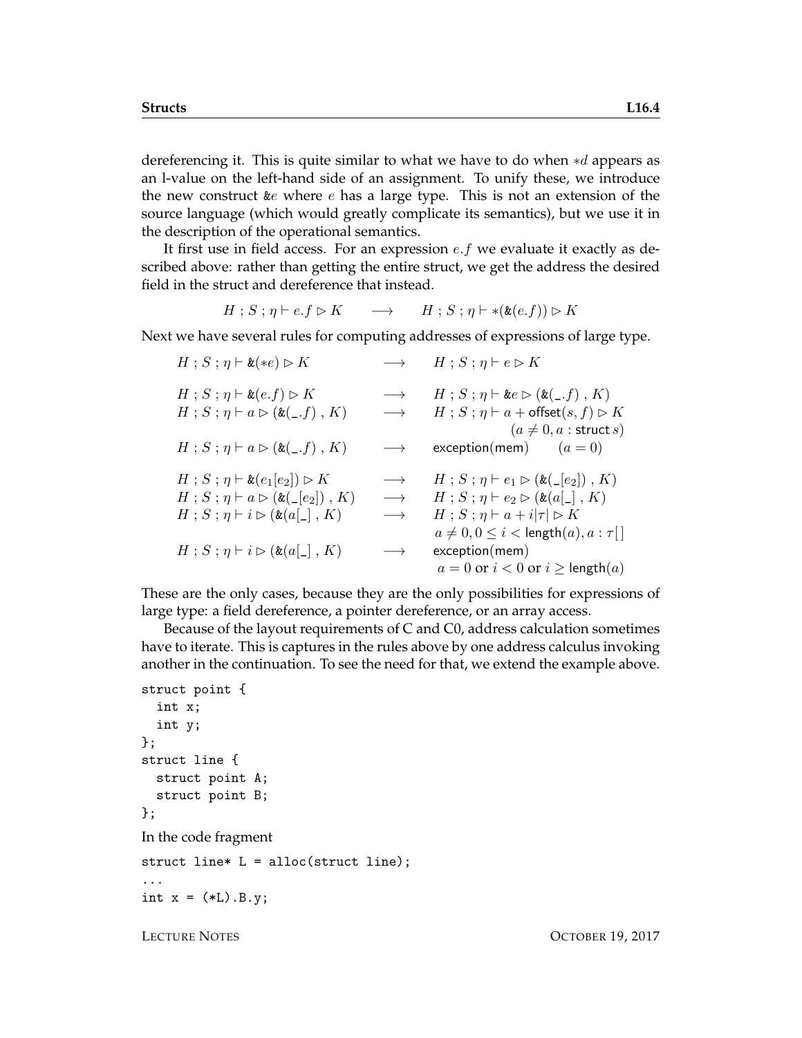dereferencing it. This is quite similar to what we have to do when $*d$ appears as an l-value on the left-hand side of an assignment. To unify these, we introduce the new construct $\&e$ where $e$ has a large type. This is not an extension of the source language (which would greatly complicate its semantics), but we use it in the description of the operational semantics.

It first use in field access. For an expression $e.f$ we evaluate it exactly as described above: rather than getting the entire struct, we get the address the desired field in the struct and dereference that instead.

$$H \,;\, S \,;\, \eta \vdash e.f \rhd K \quad \longrightarrow \quad H \,;\, S \,;\, \eta \vdash *(\&(e.f)) \rhd K$$

Next we have several rules for computing addresses of expressions of large type.

$$
\begin{array}{lcl}
H \,;\, S \,;\, \eta \vdash \&(*e) \rhd K & \longrightarrow & H \,;\, S \,;\, \eta \vdash e \rhd K \\[1em]
H \,;\, S \,;\, \eta \vdash \&(e.f) \rhd K & \longrightarrow & H \,;\, S \,;\, \eta \vdash \&e \rhd (\&(\_.f) \,,\, K) \\
H \,;\, S \,;\, \eta \vdash a \rhd (\&(\_.f) \,,\, K) & \longrightarrow & H \,;\, S \,;\, \eta \vdash a + \mathsf{offset}(s,f) \rhd K \\
& & \qquad\qquad (a \neq 0, a : \mathsf{struct}\, s) \\
H \,;\, S \,;\, \eta \vdash a \rhd (\&(\_.f) \,,\, K) & \longrightarrow & \mathsf{exception(mem)} \qquad (a = 0) \\[1em]
H \,;\, S \,;\, \eta \vdash \&(e_1[e_2]) \rhd K & \longrightarrow & H \,;\, S \,;\, \eta \vdash e_1 \rhd (\&(\_[e_2]) \,,\, K) \\
H \,;\, S \,;\, \eta \vdash a \rhd (\&(\_[e_2]) \,,\, K) & \longrightarrow & H \,;\, S \,;\, \eta \vdash e_2 \rhd (\&(a[\_] \,,\, K) \\
H \,;\, S \,;\, \eta \vdash i \rhd (\&(a[\_] \,,\, K) & \longrightarrow & H \,;\, S \,;\, \eta \vdash a + i|\tau| \rhd K \\
& & a \neq 0, 0 \leq i < \mathsf{length}(a), a : \tau[\,] \\
H \,;\, S \,;\, \eta \vdash i \rhd (\&(a[\_] \,,\, K) & \longrightarrow & \mathsf{exception(mem)} \\
& & a = 0 \text{ or } i < 0 \text{ or } i \geq \mathsf{length}(a)
\end{array}
$$

These are the only cases, because they are the only possibilities for expressions of large type: a field dereference, a pointer dereference, or an array access.

Because of the layout requirements of C and C0, address calculation sometimes have to iterate. This is captures in the rules above by one address calculus invoking another in the continuation. To see the need for that, we extend the example above.

```
struct point {
  int x;
  int y;
};
struct line {
  struct point A;
  struct point B;
};
```

In the code fragment

```
struct line* L = alloc(struct line);
...
int x = (*L).B.y;
```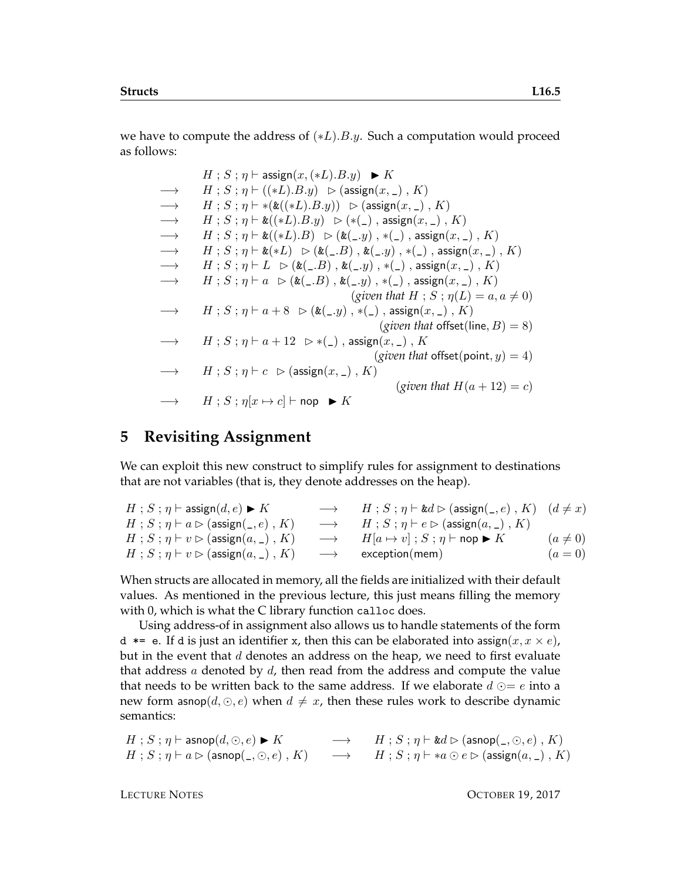we have to compute the address of $(*L).B.y$. Such a computation would proceed as follows:

$$
\begin{array}{ll}
 & H\ ;\ S\ ;\ \eta \vdash \mathsf{assign}(x, (*L).B.y) \ \ \blacktriangleright K \\
\longrightarrow & H\ ;\ S\ ;\ \eta \vdash ((*L).B.y) \ \ \rhd (\mathsf{assign}(x, \_)\ ,\ K) \\
\longrightarrow & H\ ;\ S\ ;\ \eta \vdash *(\&((*L).B.y)) \ \ \rhd (\mathsf{assign}(x, \_)\ ,\ K) \\
\longrightarrow & H\ ;\ S\ ;\ \eta \vdash \&((*L).B.y) \ \ \rhd (*(\_)\ ,\ \mathsf{assign}(x, \_)\ ,\ K) \\
\longrightarrow & H\ ;\ S\ ;\ \eta \vdash \&((*L).B) \ \ \rhd (\&(\_.y)\ ,\ *(\_)\ ,\ \mathsf{assign}(x, \_)\ ,\ K) \\
\longrightarrow & H\ ;\ S\ ;\ \eta \vdash \&(*L) \ \ \rhd (\&(\_.B)\ ,\ \&(\_.y)\ ,\ *(\_)\ ,\ \mathsf{assign}(x, \_)\ ,\ K) \\
\longrightarrow & H\ ;\ S\ ;\ \eta \vdash L \ \ \rhd (\&(\_.B)\ ,\ \&(\_.y)\ ,\ *(\_)\ ,\ \mathsf{assign}(x, \_)\ ,\ K) \\
\longrightarrow & H\ ;\ S\ ;\ \eta \vdash a \ \ \rhd (\&(\_.B)\ ,\ \&(\_.y)\ ,\ *(\_)\ ,\ \mathsf{assign}(x, \_)\ ,\ K) \\
 & \hfill (\textit{given that } H\ ;\ S\ ;\ \eta(L) = a, a \neq 0) \\
\longrightarrow & H\ ;\ S\ ;\ \eta \vdash a + 8 \ \ \rhd (\&(\_.y)\ ,\ *(\_)\ ,\ \mathsf{assign}(x, \_)\ ,\ K) \\
 & \hfill (\textit{given that } \mathsf{offset}(\mathsf{line}, B) = 8) \\
\longrightarrow & H\ ;\ S\ ;\ \eta \vdash a + 12 \ \ \rhd *(\_)\ ,\ \mathsf{assign}(x, \_)\ ,\ K \\
 & \hfill (\textit{given that } \mathsf{offset}(\mathsf{point}, y) = 4) \\
\longrightarrow & H\ ;\ S\ ;\ \eta \vdash c \ \ \rhd (\mathsf{assign}(x, \_)\ ,\ K) \\
 & \hfill (\textit{given that } H(a + 12) = c) \\
\longrightarrow & H\ ;\ S\ ;\ \eta[x \mapsto c] \vdash \mathsf{nop} \ \ \blacktriangleright K
\end{array}
$$

# 5 Revisiting Assignment

We can exploit this new construct to simplify rules for assignment to destinations that are not variables (that is, they denote addresses on the heap).

$$
\begin{array}{lcll}
H\ ;\ S\ ;\ \eta \vdash \mathsf{assign}(d, e) \blacktriangleright K & \longrightarrow & H\ ;\ S\ ;\ \eta \vdash \&d \rhd (\mathsf{assign}(\_, e)\ ,\ K) & (d \neq x) \\
H\ ;\ S\ ;\ \eta \vdash a \rhd (\mathsf{assign}(\_, e)\ ,\ K) & \longrightarrow & H\ ;\ S\ ;\ \eta \vdash e \rhd (\mathsf{assign}(a, \_)\ ,\ K) & \\
H\ ;\ S\ ;\ \eta \vdash v \rhd (\mathsf{assign}(a, \_)\ ,\ K) & \longrightarrow & H[a \mapsto v]\ ;\ S\ ;\ \eta \vdash \mathsf{nop} \blacktriangleright K & (a \neq 0) \\
H\ ;\ S\ ;\ \eta \vdash v \rhd (\mathsf{assign}(a, \_)\ ,\ K) & \longrightarrow & \mathsf{exception}(\mathsf{mem}) & (a = 0)
\end{array}
$$

When structs are allocated in memory, all the fields are initialized with their default values. As mentioned in the previous lecture, this just means filling the memory with 0, which is what the C library function `calloc` does.

Using address-of in assignment also allows us to handle statements of the form `d *= e`. If `d` is just an identifier `x`, then this can be elaborated into $\mathsf{assign}(x, x \times e)$, but in the event that $d$ denotes an address on the heap, we need to first evaluate that address $a$ denoted by $d$, then read from the address and compute the value that needs to be written back to the same address. If we elaborate $d \odot\!= e$ into a new form $\mathsf{asnop}(d, \odot, e)$ when $d \neq x$, then these rules work to describe dynamic semantics:

$$
\begin{array}{lcl}
H\ ;\ S\ ;\ \eta \vdash \mathsf{asnop}(d, \odot, e) \blacktriangleright K & \longrightarrow & H\ ;\ S\ ;\ \eta \vdash \&d \rhd (\mathsf{asnop}(\_, \odot, e)\ ,\ K) \\
H\ ;\ S\ ;\ \eta \vdash a \rhd (\mathsf{asnop}(\_, \odot, e)\ ,\ K) & \longrightarrow & H\ ;\ S\ ;\ \eta \vdash *a \odot e \rhd (\mathsf{assign}(a, \_)\ ,\ K)
\end{array}
$$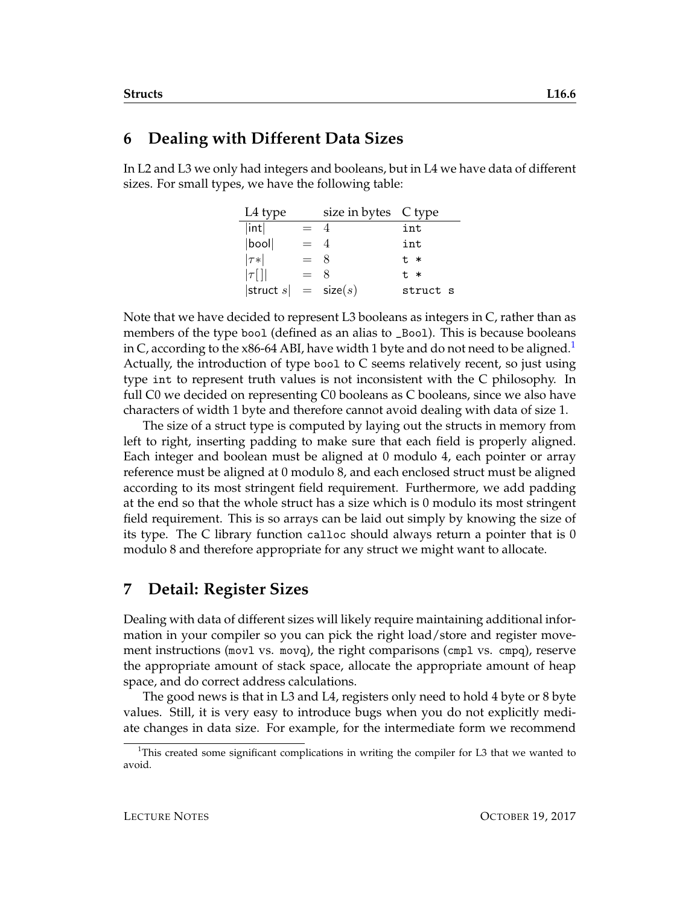## 6 Dealing with Different Data Sizes

In L2 and L3 we only had integers and booleans, but in L4 we have data of different sizes. For small types, we have the following table:

| L4 type | | size in bytes | C type |
|---|---|---|---|
| $\lvert \mathsf{int} \rvert$ | $=$ | 4 | `int` |
| $\lvert \mathsf{bool} \rvert$ | $=$ | 4 | `int` |
| $\lvert \tau * \rvert$ | $=$ | 8 | `t *` |
| $\lvert \tau[\,] \rvert$ | $=$ | 8 | `t *` |
| $\lvert \mathsf{struct}\ s \rvert$ | $=$ | $\mathsf{size}(s)$ | `struct s` |

Note that we have decided to represent L3 booleans as integers in C, rather than as members of the type `bool` (defined as an alias to `_Bool`). This is because booleans in C, according to the x86-64 ABI, have width 1 byte and do not need to be aligned.[1] Actually, the introduction of type `bool` to C seems relatively recent, so just using type `int` to represent truth values is not inconsistent with the C philosophy. In full C0 we decided on representing C0 booleans as C booleans, since we also have characters of width 1 byte and therefore cannot avoid dealing with data of size 1.

The size of a struct type is computed by laying out the structs in memory from left to right, inserting padding to make sure that each field is properly aligned. Each integer and boolean must be aligned at 0 modulo 4, each pointer or array reference must be aligned at 0 modulo 8, and each enclosed struct must be aligned according to its most stringent field requirement. Furthermore, we add padding at the end so that the whole struct has a size which is 0 modulo its most stringent field requirement. This is so arrays can be laid out simply by knowing the size of its type. The C library function `calloc` should always return a pointer that is 0 modulo 8 and therefore appropriate for any struct we might want to allocate.

## 7 Detail: Register Sizes

Dealing with data of different sizes will likely require maintaining additional information in your compiler so you can pick the right load/store and register movement instructions (`movl` vs. `movq`), the right comparisons (`cmpl` vs. `cmpq`), reserve the appropriate amount of stack space, allocate the appropriate amount of heap space, and do correct address calculations.

The good news is that in L3 and L4, registers only need to hold 4 byte or 8 byte values. Still, it is very easy to introduce bugs when you do not explicitly mediate changes in data size. For example, for the intermediate form we recommend

[1] This created some significant complications in writing the compiler for L3 that we wanted to avoid.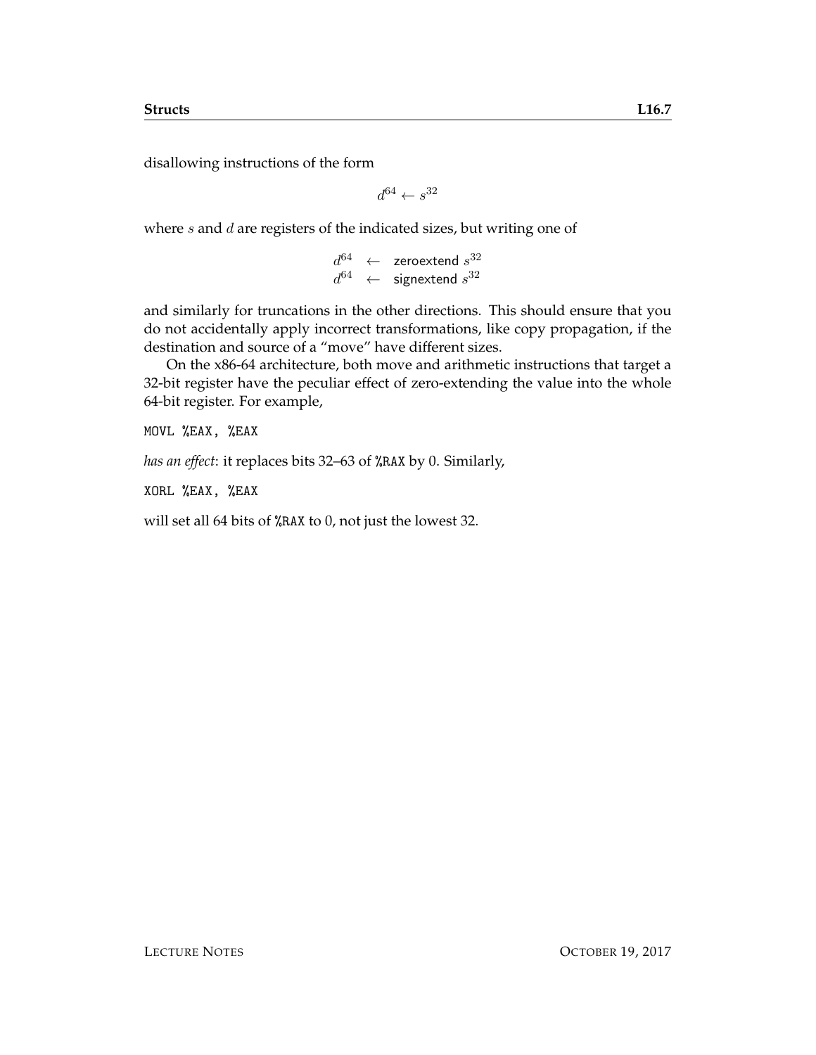disallowing instructions of the form

$$d^{64} \leftarrow s^{32}$$

where $s$ and $d$ are registers of the indicated sizes, but writing one of

$$\begin{array}{lcl} d^{64} & \leftarrow & \mathsf{zeroextend}\ s^{32} \\ d^{64} & \leftarrow & \mathsf{signextend}\ s^{32} \end{array}$$

and similarly for truncations in the other directions. This should ensure that you do not accidentally apply incorrect transformations, like copy propagation, if the destination and source of a "move" have different sizes.

On the x86-64 architecture, both move and arithmetic instructions that target a 32-bit register have the peculiar effect of zero-extending the value into the whole 64-bit register. For example,

```
MOVL %EAX, %EAX
```

*has an effect*: it replaces bits 32–63 of `%RAX` by 0. Similarly,

```
XORL %EAX, %EAX
```

will set all 64 bits of `%RAX` to 0, not just the lowest 32.